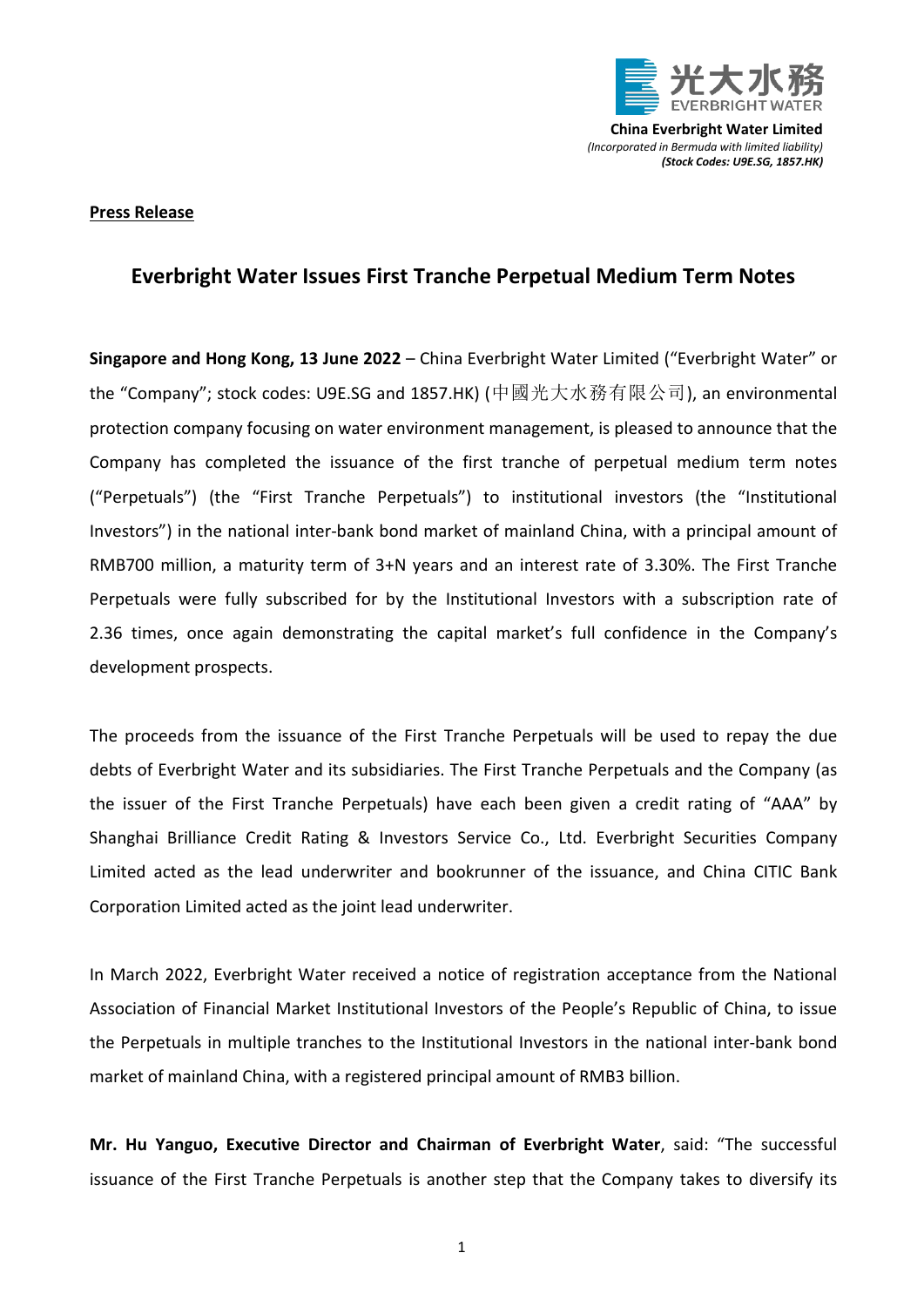光大水務
EVERBRIGHT WATER

**China Everbright Water Limited**
*(Incorporated in Bermuda with limited liability)*
***(Stock Codes: U9E.SG, 1857.HK)***

**Press Release**

# Everbright Water Issues First Tranche Perpetual Medium Term Notes

**Singapore and Hong Kong, 13 June 2022** – China Everbright Water Limited ("Everbright Water" or the "Company"; stock codes: U9E.SG and 1857.HK) (中國光大水務有限公司), an environmental protection company focusing on water environment management, is pleased to announce that the Company has completed the issuance of the first tranche of perpetual medium term notes ("Perpetuals") (the "First Tranche Perpetuals") to institutional investors (the "Institutional Investors") in the national inter-bank bond market of mainland China, with a principal amount of RMB700 million, a maturity term of 3+N years and an interest rate of 3.30%. The First Tranche Perpetuals were fully subscribed for by the Institutional Investors with a subscription rate of 2.36 times, once again demonstrating the capital market's full confidence in the Company's development prospects.

The proceeds from the issuance of the First Tranche Perpetuals will be used to repay the due debts of Everbright Water and its subsidiaries. The First Tranche Perpetuals and the Company (as the issuer of the First Tranche Perpetuals) have each been given a credit rating of "AAA" by Shanghai Brilliance Credit Rating & Investors Service Co., Ltd. Everbright Securities Company Limited acted as the lead underwriter and bookrunner of the issuance, and China CITIC Bank Corporation Limited acted as the joint lead underwriter.

In March 2022, Everbright Water received a notice of registration acceptance from the National Association of Financial Market Institutional Investors of the People's Republic of China, to issue the Perpetuals in multiple tranches to the Institutional Investors in the national inter-bank bond market of mainland China, with a registered principal amount of RMB3 billion.

**Mr. Hu Yanguo, Executive Director and Chairman of Everbright Water**, said: "The successful issuance of the First Tranche Perpetuals is another step that the Company takes to diversify its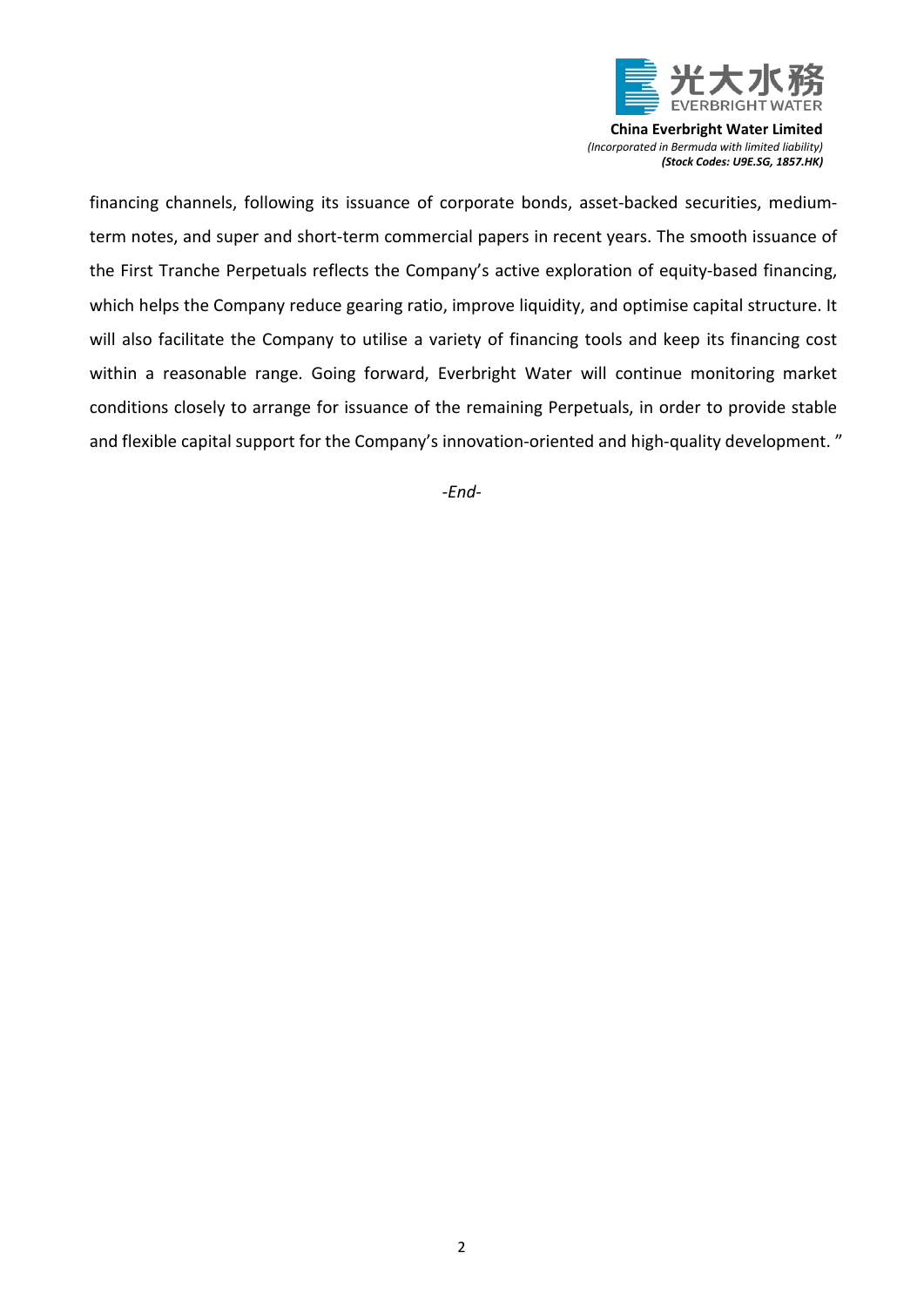financing channels, following its issuance of corporate bonds, asset-backed securities, medium-term notes, and super and short-term commercial papers in recent years. The smooth issuance of the First Tranche Perpetuals reflects the Company's active exploration of equity-based financing, which helps the Company reduce gearing ratio, improve liquidity, and optimise capital structure. It will also facilitate the Company to utilise a variety of financing tools and keep its financing cost within a reasonable range. Going forward, Everbright Water will continue monitoring market conditions closely to arrange for issuance of the remaining Perpetuals, in order to provide stable and flexible capital support for the Company's innovation-oriented and high-quality development. "

*-End-*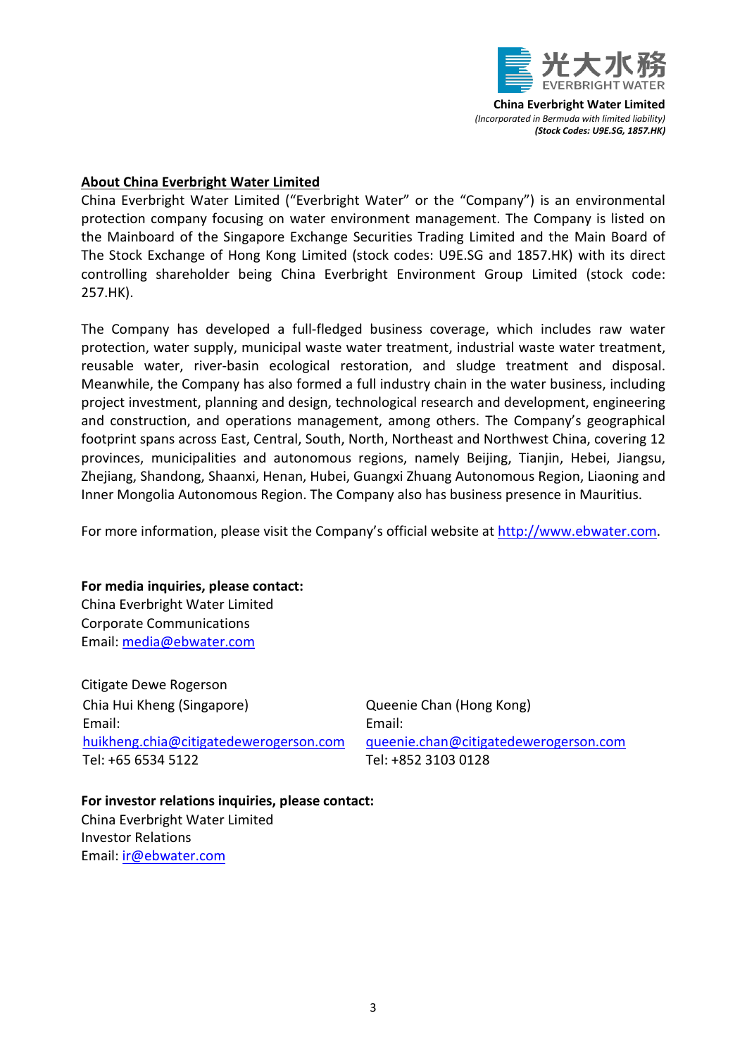光大水務
EVERBRIGHT WATER

**China Everbright Water Limited**
*(Incorporated in Bermuda with limited liability)*
***(Stock Codes: U9E.SG, 1857.HK)***

## About China Everbright Water Limited

China Everbright Water Limited ("Everbright Water" or the "Company") is an environmental protection company focusing on water environment management. The Company is listed on the Mainboard of the Singapore Exchange Securities Trading Limited and the Main Board of The Stock Exchange of Hong Kong Limited (stock codes: U9E.SG and 1857.HK) with its direct controlling shareholder being China Everbright Environment Group Limited (stock code: 257.HK).

The Company has developed a full-fledged business coverage, which includes raw water protection, water supply, municipal waste water treatment, industrial waste water treatment, reusable water, river-basin ecological restoration, and sludge treatment and disposal. Meanwhile, the Company has also formed a full industry chain in the water business, including project investment, planning and design, technological research and development, engineering and construction, and operations management, among others. The Company's geographical footprint spans across East, Central, South, North, Northeast and Northwest China, covering 12 provinces, municipalities and autonomous regions, namely Beijing, Tianjin, Hebei, Jiangsu, Zhejiang, Shandong, Shaanxi, Henan, Hubei, Guangxi Zhuang Autonomous Region, Liaoning and Inner Mongolia Autonomous Region. The Company also has business presence in Mauritius.

For more information, please visit the Company's official website at http://www.ebwater.com.

**For media inquiries, please contact:**
China Everbright Water Limited
Corporate Communications
Email: media@ebwater.com

Citigate Dewe Rogerson

Chia Hui Kheng (Singapore)
Email: huikheng.chia@citigatedewerogerson.com
Tel: +65 6534 5122

Queenie Chan (Hong Kong)
Email: queenie.chan@citigatedewerogerson.com
Tel: +852 3103 0128

**For investor relations inquiries, please contact:**
China Everbright Water Limited
Investor Relations
Email: ir@ebwater.com